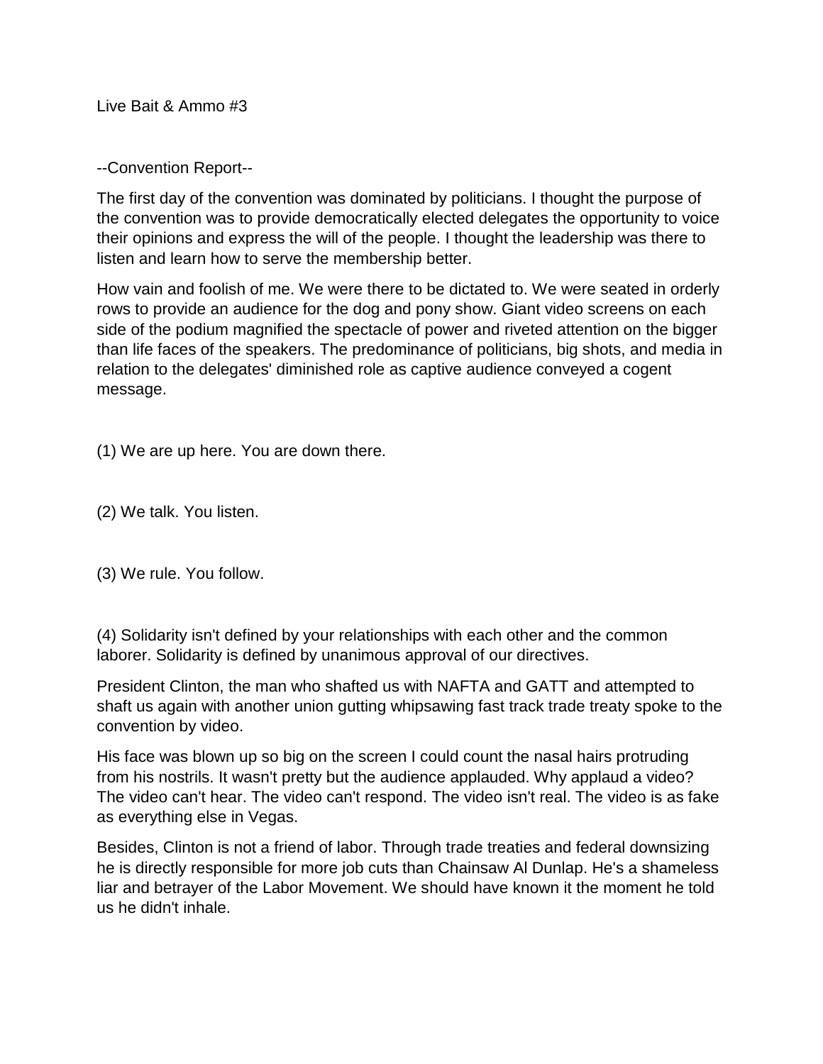# Live Bait & Ammo #3

## --Convention Report--

The first day of the convention was dominated by politicians. I thought the purpose of the convention was to provide democratically elected delegates the opportunity to voice their opinions and express the will of the people. I thought the leadership was there to listen and learn how to serve the membership better.

How vain and foolish of me. We were there to be dictated to. We were seated in orderly rows to provide an audience for the dog and pony show. Giant video screens on each side of the podium magnified the spectacle of power and riveted attention on the bigger than life faces of the speakers. The predominance of politicians, big shots, and media in relation to the delegates' diminished role as captive audience conveyed a cogent message.

(1) We are up here. You are down there.

(2) We talk. You listen.

(3) We rule. You follow.

(4) Solidarity isn't defined by your relationships with each other and the common laborer. Solidarity is defined by unanimous approval of our directives.

President Clinton, the man who shafted us with NAFTA and GATT and attempted to shaft us again with another union gutting whipsawing fast track trade treaty spoke to the convention by video.

His face was blown up so big on the screen I could count the nasal hairs protruding from his nostrils. It wasn't pretty but the audience applauded. Why applaud a video? The video can't hear. The video can't respond. The video isn't real. The video is as fake as everything else in Vegas.

Besides, Clinton is not a friend of labor. Through trade treaties and federal downsizing he is directly responsible for more job cuts than Chainsaw Al Dunlap. He's a shameless liar and betrayer of the Labor Movement. We should have known it the moment he told us he didn't inhale.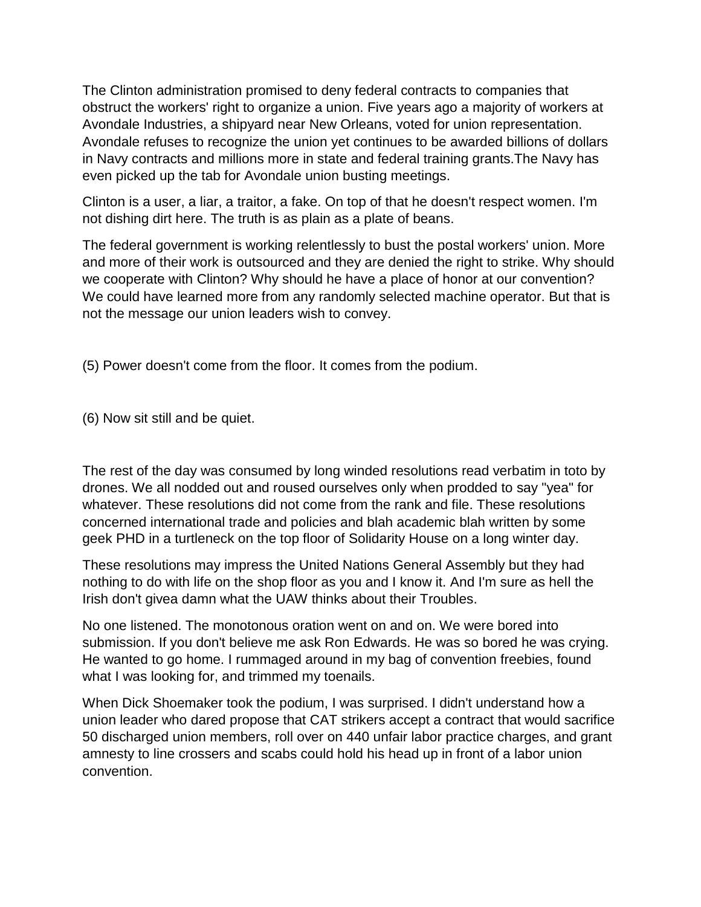The Clinton administration promised to deny federal contracts to companies that obstruct the workers' right to organize a union. Five years ago a majority of workers at Avondale Industries, a shipyard near New Orleans, voted for union representation. Avondale refuses to recognize the union yet continues to be awarded billions of dollars in Navy contracts and millions more in state and federal training grants.The Navy has even picked up the tab for Avondale union busting meetings.

Clinton is a user, a liar, a traitor, a fake. On top of that he doesn't respect women. I'm not dishing dirt here. The truth is as plain as a plate of beans.

The federal government is working relentlessly to bust the postal workers' union. More and more of their work is outsourced and they are denied the right to strike. Why should we cooperate with Clinton? Why should he have a place of honor at our convention? We could have learned more from any randomly selected machine operator. But that is not the message our union leaders wish to convey.

(5) Power doesn't come from the floor. It comes from the podium.

(6) Now sit still and be quiet.

The rest of the day was consumed by long winded resolutions read verbatim in toto by drones. We all nodded out and roused ourselves only when prodded to say "yea" for whatever. These resolutions did not come from the rank and file. These resolutions concerned international trade and policies and blah academic blah written by some geek PHD in a turtleneck on the top floor of Solidarity House on a long winter day.

These resolutions may impress the United Nations General Assembly but they had nothing to do with life on the shop floor as you and I know it. And I'm sure as hell the Irish don't givea damn what the UAW thinks about their Troubles.

No one listened. The monotonous oration went on and on. We were bored into submission. If you don't believe me ask Ron Edwards. He was so bored he was crying. He wanted to go home. I rummaged around in my bag of convention freebies, found what I was looking for, and trimmed my toenails.

When Dick Shoemaker took the podium, I was surprised. I didn't understand how a union leader who dared propose that CAT strikers accept a contract that would sacrifice 50 discharged union members, roll over on 440 unfair labor practice charges, and grant amnesty to line crossers and scabs could hold his head up in front of a labor union convention.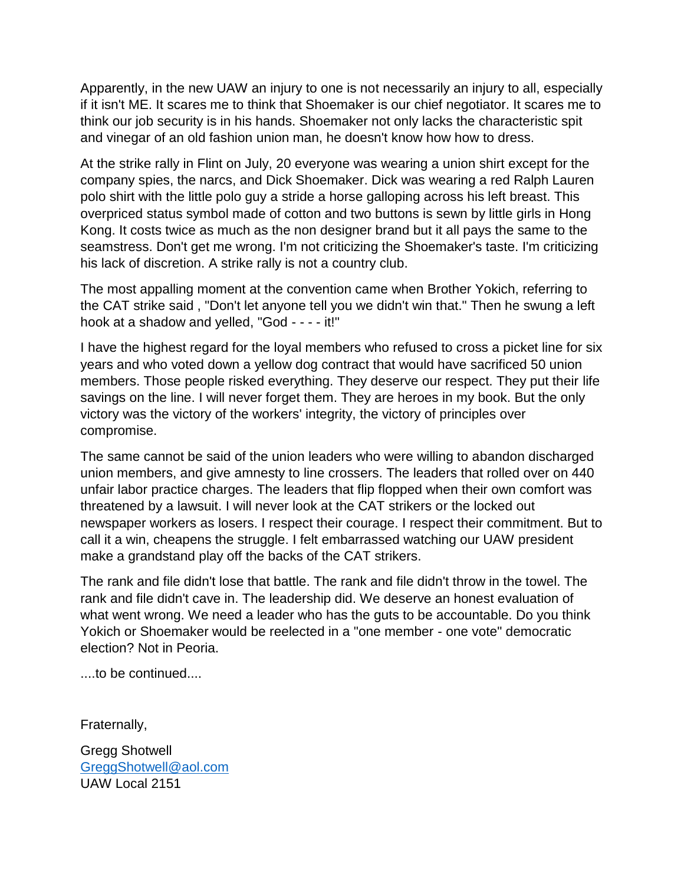Apparently, in the new UAW an injury to one is not necessarily an injury to all, especially if it isn't ME. It scares me to think that Shoemaker is our chief negotiator. It scares me to think our job security is in his hands. Shoemaker not only lacks the characteristic spit and vinegar of an old fashion union man, he doesn't know how how to dress.

At the strike rally in Flint on July, 20 everyone was wearing a union shirt except for the company spies, the narcs, and Dick Shoemaker. Dick was wearing a red Ralph Lauren polo shirt with the little polo guy a stride a horse galloping across his left breast. This overpriced status symbol made of cotton and two buttons is sewn by little girls in Hong Kong. It costs twice as much as the non designer brand but it all pays the same to the seamstress. Don't get me wrong. I'm not criticizing the Shoemaker's taste. I'm criticizing his lack of discretion. A strike rally is not a country club.

The most appalling moment at the convention came when Brother Yokich, referring to the CAT strike said , "Don't let anyone tell you we didn't win that." Then he swung a left hook at a shadow and yelled, "God - - - - it!"

I have the highest regard for the loyal members who refused to cross a picket line for six years and who voted down a yellow dog contract that would have sacrificed 50 union members. Those people risked everything. They deserve our respect. They put their life savings on the line. I will never forget them. They are heroes in my book. But the only victory was the victory of the workers' integrity, the victory of principles over compromise.

The same cannot be said of the union leaders who were willing to abandon discharged union members, and give amnesty to line crossers. The leaders that rolled over on 440 unfair labor practice charges. The leaders that flip flopped when their own comfort was threatened by a lawsuit. I will never look at the CAT strikers or the locked out newspaper workers as losers. I respect their courage. I respect their commitment. But to call it a win, cheapens the struggle. I felt embarrassed watching our UAW president make a grandstand play off the backs of the CAT strikers.

The rank and file didn't lose that battle. The rank and file didn't throw in the towel. The rank and file didn't cave in. The leadership did. We deserve an honest evaluation of what went wrong. We need a leader who has the guts to be accountable. Do you think Yokich or Shoemaker would be reelected in a "one member - one vote" democratic election? Not in Peoria.

....to be continued....

Fraternally,

Gregg Shotwell
GreggShotwell@aol.com
UAW Local 2151